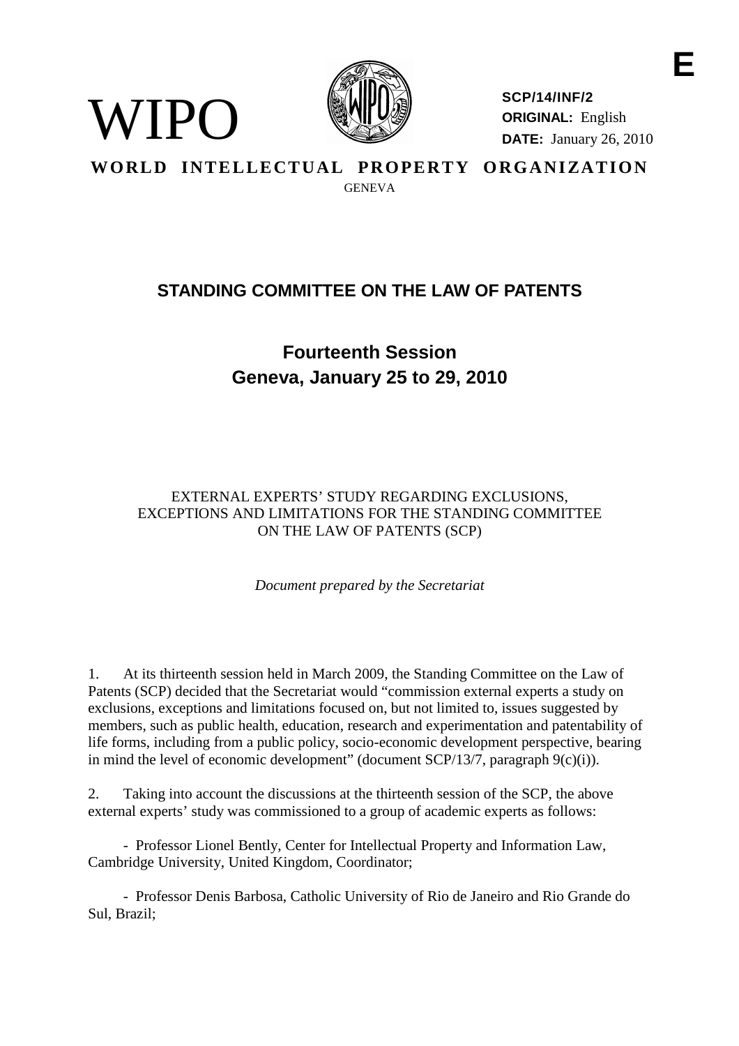WIPO

**SCP/14/INF/2**
**ORIGINAL:** English
**DATE:** January 26, 2010

E

**WORLD INTELLECTUAL PROPERTY ORGANIZATION**
GENEVA

## STANDING COMMITTEE ON THE LAW OF PATENTS

# Fourteenth Session
# Geneva, January 25 to 29, 2010

EXTERNAL EXPERTS' STUDY REGARDING EXCLUSIONS, EXCEPTIONS AND LIMITATIONS FOR THE STANDING COMMITTEE ON THE LAW OF PATENTS (SCP)

*Document prepared by the Secretariat*

1. At its thirteenth session held in March 2009, the Standing Committee on the Law of Patents (SCP) decided that the Secretariat would "commission external experts a study on exclusions, exceptions and limitations focused on, but not limited to, issues suggested by members, such as public health, education, research and experimentation and patentability of life forms, including from a public policy, socio-economic development perspective, bearing in mind the level of economic development" (document SCP/13/7, paragraph 9(c)(i)).

2. Taking into account the discussions at the thirteenth session of the SCP, the above external experts' study was commissioned to a group of academic experts as follows:

- Professor Lionel Bently, Center for Intellectual Property and Information Law, Cambridge University, United Kingdom, Coordinator;

- Professor Denis Barbosa, Catholic University of Rio de Janeiro and Rio Grande do Sul, Brazil;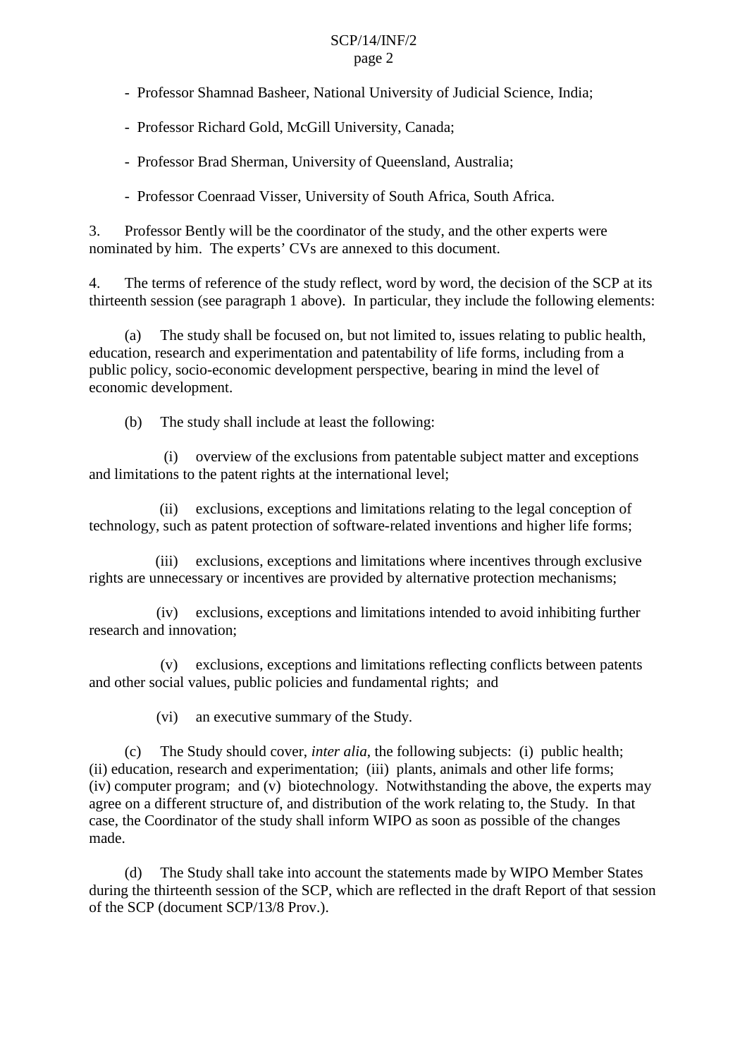- Professor Shamnad Basheer, National University of Judicial Science, India;

- Professor Richard Gold, McGill University, Canada;

- Professor Brad Sherman, University of Queensland, Australia;

- Professor Coenraad Visser, University of South Africa, South Africa.

3. Professor Bently will be the coordinator of the study, and the other experts were nominated by him. The experts' CVs are annexed to this document.

4. The terms of reference of the study reflect, word by word, the decision of the SCP at its thirteenth session (see paragraph 1 above). In particular, they include the following elements:

(a) The study shall be focused on, but not limited to, issues relating to public health, education, research and experimentation and patentability of life forms, including from a public policy, socio-economic development perspective, bearing in mind the level of economic development.

(b) The study shall include at least the following:

(i) overview of the exclusions from patentable subject matter and exceptions and limitations to the patent rights at the international level;

(ii) exclusions, exceptions and limitations relating to the legal conception of technology, such as patent protection of software-related inventions and higher life forms;

(iii) exclusions, exceptions and limitations where incentives through exclusive rights are unnecessary or incentives are provided by alternative protection mechanisms;

(iv) exclusions, exceptions and limitations intended to avoid inhibiting further research and innovation;

(v) exclusions, exceptions and limitations reflecting conflicts between patents and other social values, public policies and fundamental rights; and

(vi) an executive summary of the Study.

(c) The Study should cover, *inter alia*, the following subjects: (i) public health; (ii) education, research and experimentation; (iii) plants, animals and other life forms; (iv) computer program; and (v) biotechnology. Notwithstanding the above, the experts may agree on a different structure of, and distribution of the work relating to, the Study. In that case, the Coordinator of the study shall inform WIPO as soon as possible of the changes made.

(d) The Study shall take into account the statements made by WIPO Member States during the thirteenth session of the SCP, which are reflected in the draft Report of that session of the SCP (document SCP/13/8 Prov.).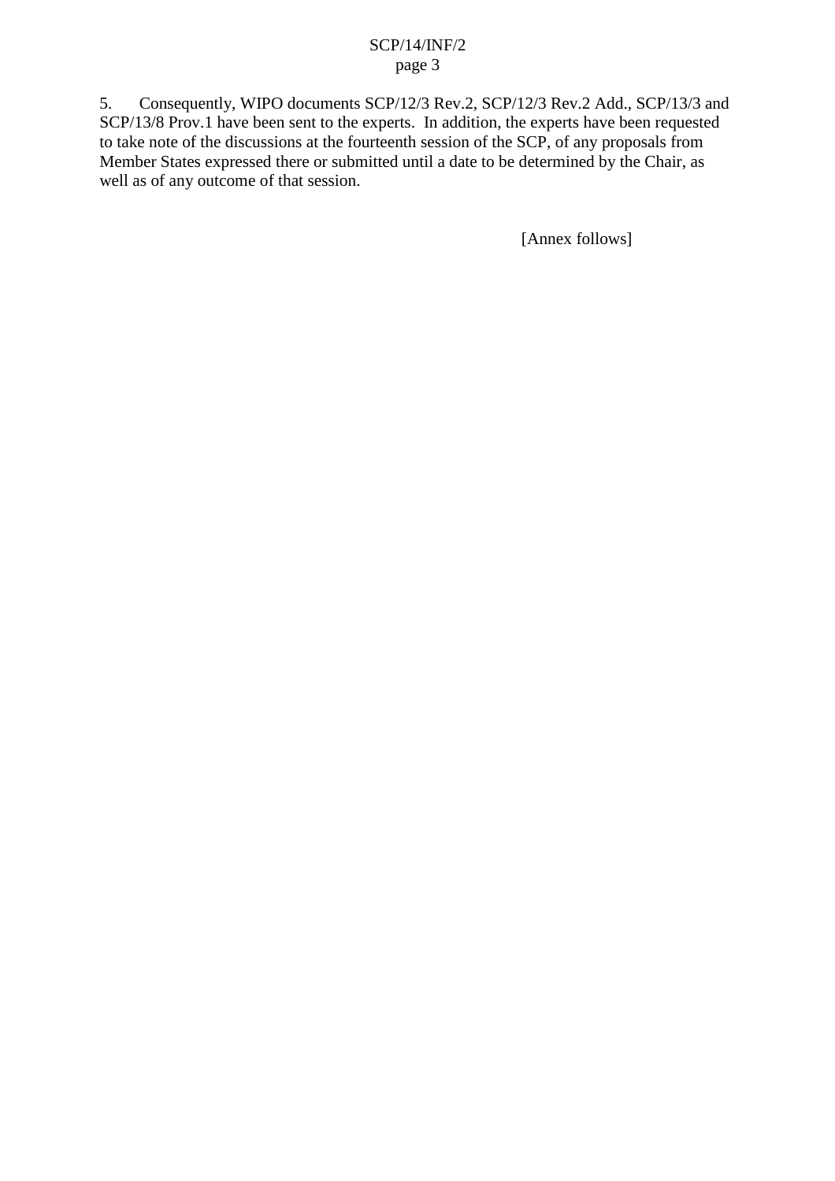5. Consequently, WIPO documents SCP/12/3 Rev.2, SCP/12/3 Rev.2 Add., SCP/13/3 and SCP/13/8 Prov.1 have been sent to the experts. In addition, the experts have been requested to take note of the discussions at the fourteenth session of the SCP, of any proposals from Member States expressed there or submitted until a date to be determined by the Chair, as well as of any outcome of that session.

[Annex follows]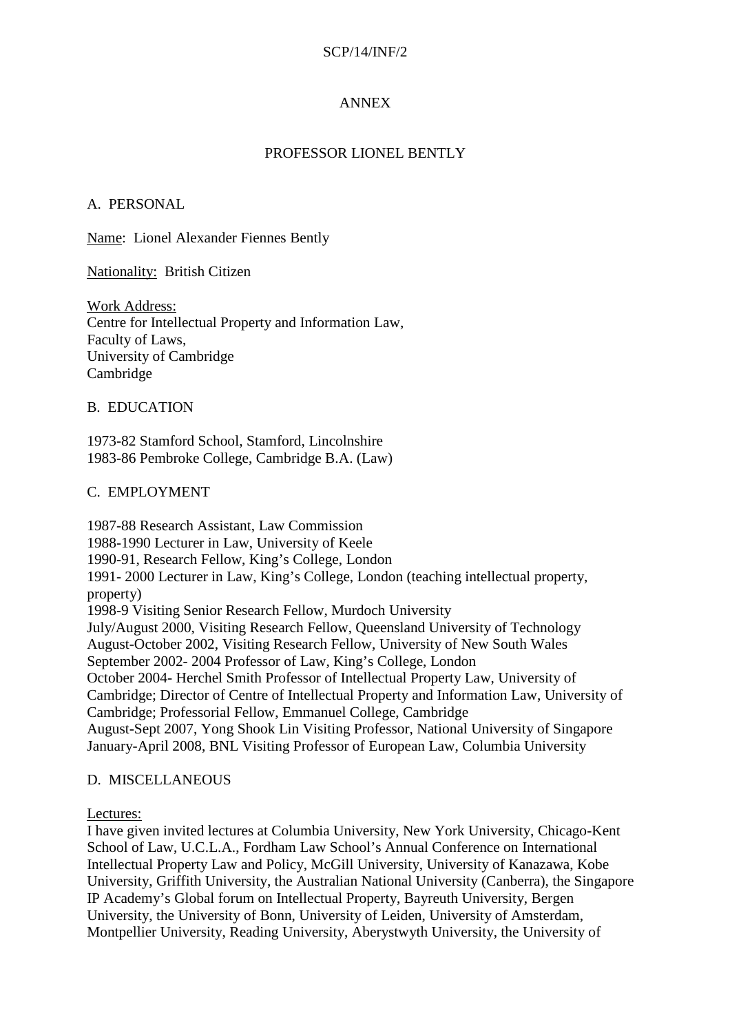ANNEX

# PROFESSOR LIONEL BENTLY

## A. PERSONAL

<u>Name</u>: Lionel Alexander Fiennes Bently

<u>Nationality:</u> British Citizen

<u>Work Address:</u>
Centre for Intellectual Property and Information Law,
Faculty of Laws,
University of Cambridge
Cambridge

## B. EDUCATION

1973-82 Stamford School, Stamford, Lincolnshire
1983-86 Pembroke College, Cambridge B.A. (Law)

## C. EMPLOYMENT

1987-88 Research Assistant, Law Commission
1988-1990 Lecturer in Law, University of Keele
1990-91, Research Fellow, King's College, London
1991- 2000 Lecturer in Law, King's College, London (teaching intellectual property, property)
1998-9 Visiting Senior Research Fellow, Murdoch University
July/August 2000, Visiting Research Fellow, Queensland University of Technology
August-October 2002, Visiting Research Fellow, University of New South Wales
September 2002- 2004 Professor of Law, King's College, London
October 2004- Herchel Smith Professor of Intellectual Property Law, University of Cambridge; Director of Centre of Intellectual Property and Information Law, University of Cambridge; Professorial Fellow, Emmanuel College, Cambridge
August-Sept 2007, Yong Shook Lin Visiting Professor, National University of Singapore
January-April 2008, BNL Visiting Professor of European Law, Columbia University

## D. MISCELLANEOUS

<u>Lectures:</u>
I have given invited lectures at Columbia University, New York University, Chicago-Kent School of Law, U.C.L.A., Fordham Law School's Annual Conference on International Intellectual Property Law and Policy, McGill University, University of Kanazawa, Kobe University, Griffith University, the Australian National University (Canberra), the Singapore IP Academy's Global forum on Intellectual Property, Bayreuth University, Bergen University, the University of Bonn, University of Leiden, University of Amsterdam, Montpellier University, Reading University, Aberystwyth University, the University of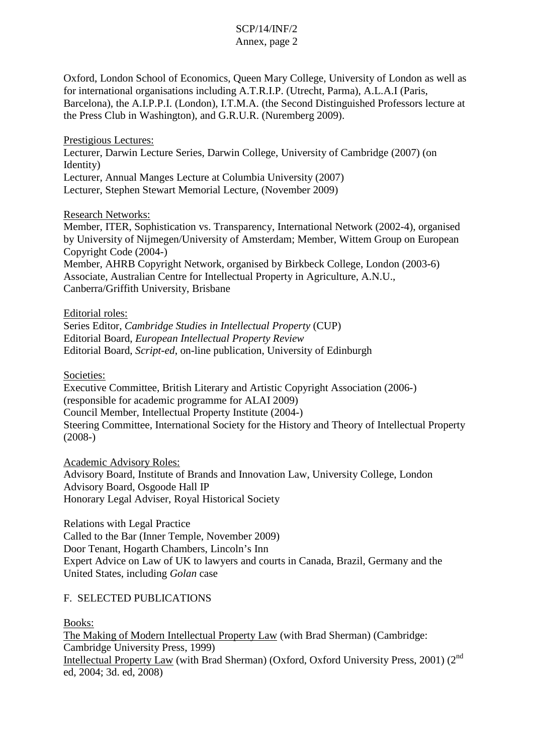Oxford, London School of Economics, Queen Mary College, University of London as well as for international organisations including A.T.R.I.P. (Utrecht, Parma), A.L.A.I (Paris, Barcelona), the A.I.P.P.I. (London), I.T.M.A. (the Second Distinguished Professors lecture at the Press Club in Washington), and G.R.U.R. (Nuremberg 2009).

Prestigious Lectures:
Lecturer, Darwin Lecture Series, Darwin College, University of Cambridge (2007) (on Identity)
Lecturer, Annual Manges Lecture at Columbia University (2007)
Lecturer, Stephen Stewart Memorial Lecture, (November 2009)

Research Networks:
Member, ITER, Sophistication vs. Transparency, International Network (2002-4), organised by University of Nijmegen/University of Amsterdam; Member, Wittem Group on European Copyright Code (2004-)
Member, AHRB Copyright Network, organised by Birkbeck College, London (2003-6)
Associate, Australian Centre for Intellectual Property in Agriculture, A.N.U., Canberra/Griffith University, Brisbane

Editorial roles:
Series Editor, *Cambridge Studies in Intellectual Property* (CUP)
Editorial Board, *European Intellectual Property Review*
Editorial Board, *Script-ed*, on-line publication, University of Edinburgh

Societies:
Executive Committee, British Literary and Artistic Copyright Association (2006-) (responsible for academic programme for ALAI 2009)
Council Member, Intellectual Property Institute (2004-)
Steering Committee, International Society for the History and Theory of Intellectual Property (2008-)

Academic Advisory Roles:
Advisory Board, Institute of Brands and Innovation Law, University College, London
Advisory Board, Osgoode Hall IP
Honorary Legal Adviser, Royal Historical Society

Relations with Legal Practice
Called to the Bar (Inner Temple, November 2009)
Door Tenant, Hogarth Chambers, Lincoln's Inn
Expert Advice on Law of UK to lawyers and courts in Canada, Brazil, Germany and the United States, including *Golan* case

## F. SELECTED PUBLICATIONS

Books:
The Making of Modern Intellectual Property Law (with Brad Sherman) (Cambridge: Cambridge University Press, 1999)
Intellectual Property Law (with Brad Sherman) (Oxford, Oxford University Press, 2001) (2nd ed, 2004; 3d. ed, 2008)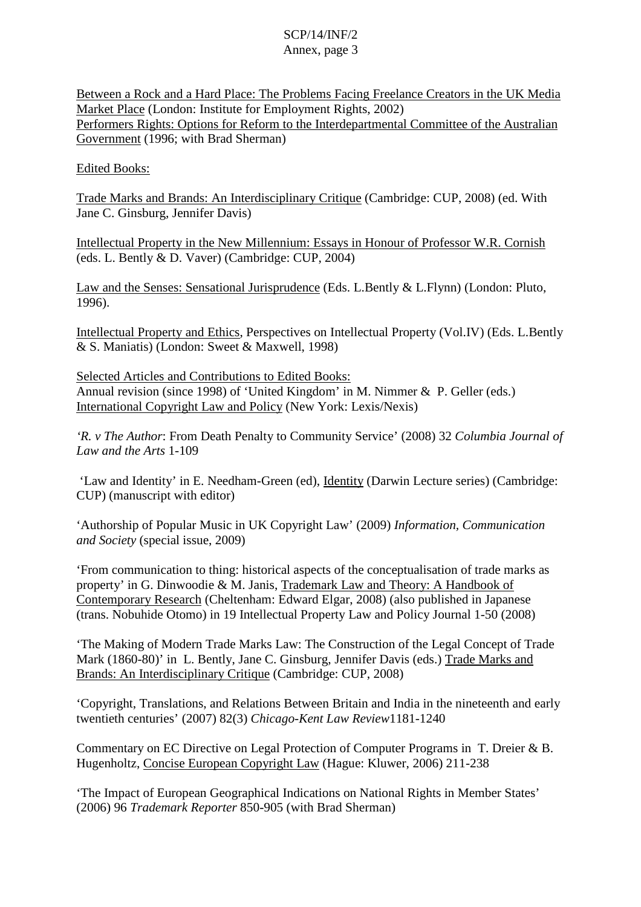Between a Rock and a Hard Place: The Problems Facing Freelance Creators in the UK Media Market Place (London: Institute for Employment Rights, 2002)
Performers Rights: Options for Reform to the Interdepartmental Committee of the Australian Government (1996; with Brad Sherman)

Edited Books:

Trade Marks and Brands: An Interdisciplinary Critique (Cambridge: CUP, 2008) (ed. With Jane C. Ginsburg, Jennifer Davis)

Intellectual Property in the New Millennium: Essays in Honour of Professor W.R. Cornish (eds. L. Bently & D. Vaver) (Cambridge: CUP, 2004)

Law and the Senses: Sensational Jurisprudence (Eds. L.Bently & L.Flynn) (London: Pluto, 1996).

Intellectual Property and Ethics, Perspectives on Intellectual Property (Vol.IV) (Eds. L.Bently & S. Maniatis) (London: Sweet & Maxwell, 1998)

Selected Articles and Contributions to Edited Books:
Annual revision (since 1998) of 'United Kingdom' in M. Nimmer & P. Geller (eds.) International Copyright Law and Policy (New York: Lexis/Nexis)

*'R. v The Author*: From Death Penalty to Community Service' (2008) 32 *Columbia Journal of Law and the Arts* 1-109

'Law and Identity' in E. Needham-Green (ed), Identity (Darwin Lecture series) (Cambridge: CUP) (manuscript with editor)

'Authorship of Popular Music in UK Copyright Law' (2009) *Information, Communication and Society* (special issue, 2009)

'From communication to thing: historical aspects of the conceptualisation of trade marks as property' in G. Dinwoodie & M. Janis, Trademark Law and Theory: A Handbook of Contemporary Research (Cheltenham: Edward Elgar, 2008) (also published in Japanese (trans. Nobuhide Otomo) in 19 Intellectual Property Law and Policy Journal 1-50 (2008)

'The Making of Modern Trade Marks Law: The Construction of the Legal Concept of Trade Mark (1860-80)' in L. Bently, Jane C. Ginsburg, Jennifer Davis (eds.) Trade Marks and Brands: An Interdisciplinary Critique (Cambridge: CUP, 2008)

'Copyright, Translations, and Relations Between Britain and India in the nineteenth and early twentieth centuries' (2007) 82(3) *Chicago-Kent Law Review*1181-1240

Commentary on EC Directive on Legal Protection of Computer Programs in T. Dreier & B. Hugenholtz, Concise European Copyright Law (Hague: Kluwer, 2006) 211-238

'The Impact of European Geographical Indications on National Rights in Member States' (2006) 96 *Trademark Reporter* 850-905 (with Brad Sherman)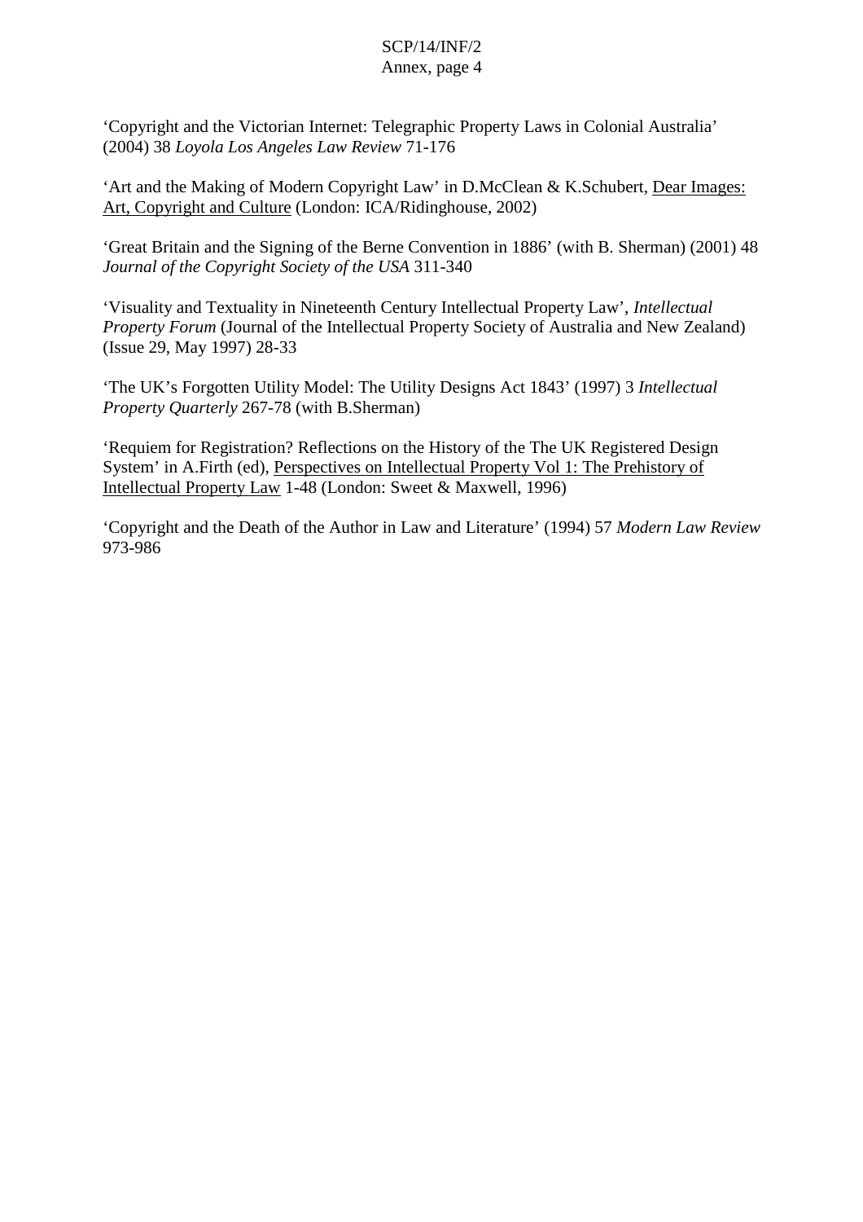'Copyright and the Victorian Internet: Telegraphic Property Laws in Colonial Australia' (2004) 38 *Loyola Los Angeles Law Review* 71-176

'Art and the Making of Modern Copyright Law' in D.McClean & K.Schubert, Dear Images: Art, Copyright and Culture (London: ICA/Ridinghouse, 2002)

'Great Britain and the Signing of the Berne Convention in 1886' (with B. Sherman) (2001) 48 *Journal of the Copyright Society of the USA* 311-340

'Visuality and Textuality in Nineteenth Century Intellectual Property Law', *Intellectual Property Forum* (Journal of the Intellectual Property Society of Australia and New Zealand) (Issue 29, May 1997) 28-33

'The UK's Forgotten Utility Model: The Utility Designs Act 1843' (1997) 3 *Intellectual Property Quarterly* 267-78 (with B.Sherman)

'Requiem for Registration? Reflections on the History of the The UK Registered Design System' in A.Firth (ed), Perspectives on Intellectual Property Vol 1: The Prehistory of Intellectual Property Law 1-48 (London: Sweet & Maxwell, 1996)

'Copyright and the Death of the Author in Law and Literature' (1994) 57 *Modern Law Review* 973-986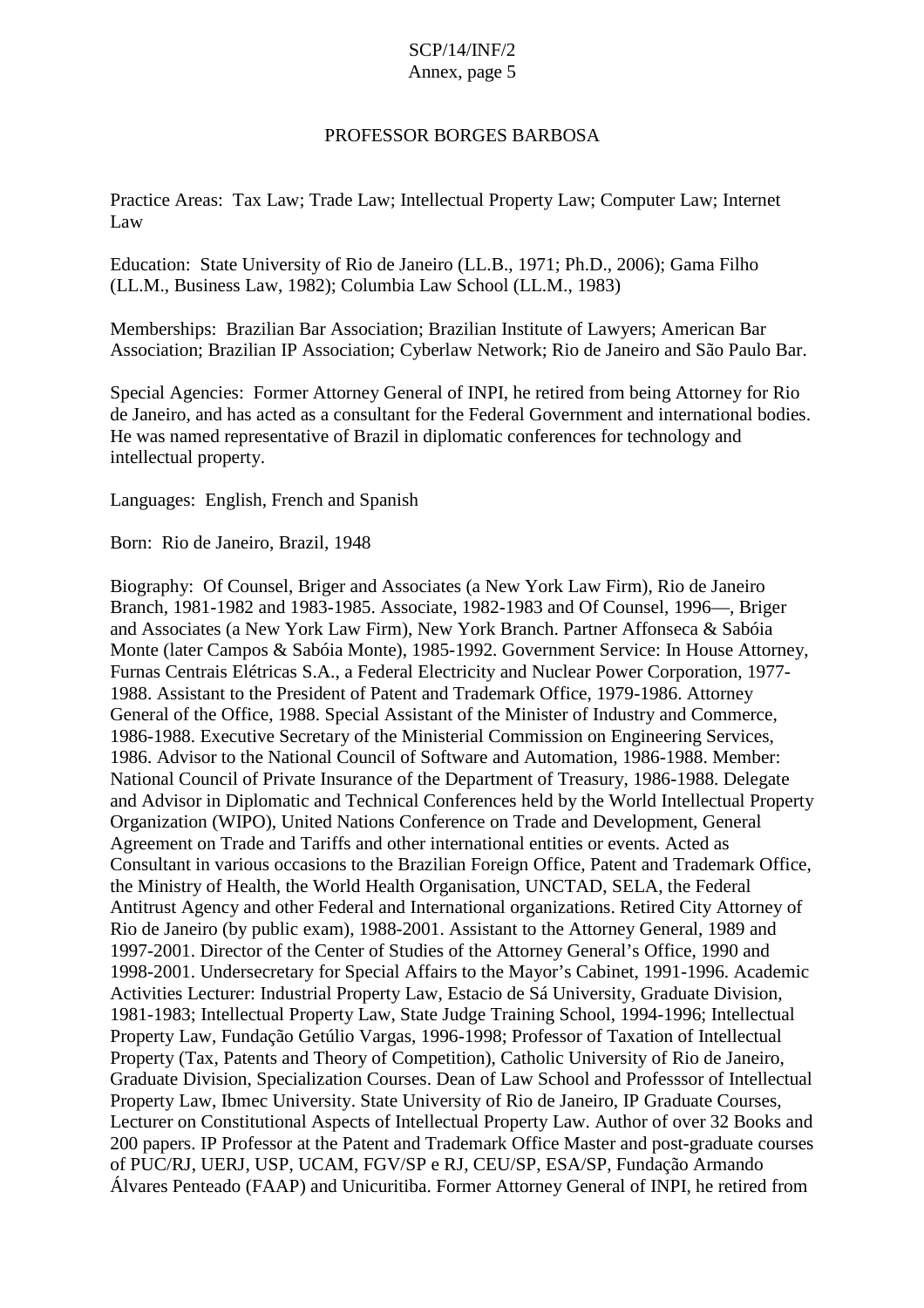## PROFESSOR BORGES BARBOSA

Practice Areas: Tax Law; Trade Law; Intellectual Property Law; Computer Law; Internet Law

Education: State University of Rio de Janeiro (LL.B., 1971; Ph.D., 2006); Gama Filho (LL.M., Business Law, 1982); Columbia Law School (LL.M., 1983)

Memberships: Brazilian Bar Association; Brazilian Institute of Lawyers; American Bar Association; Brazilian IP Association; Cyberlaw Network; Rio de Janeiro and São Paulo Bar.

Special Agencies: Former Attorney General of INPI, he retired from being Attorney for Rio de Janeiro, and has acted as a consultant for the Federal Government and international bodies. He was named representative of Brazil in diplomatic conferences for technology and intellectual property.

Languages: English, French and Spanish

Born: Rio de Janeiro, Brazil, 1948

Biography: Of Counsel, Briger and Associates (a New York Law Firm), Rio de Janeiro Branch, 1981-1982 and 1983-1985. Associate, 1982-1983 and Of Counsel, 1996—, Briger and Associates (a New York Law Firm), New York Branch. Partner Affonseca & Sabóia Monte (later Campos & Sabóia Monte), 1985-1992. Government Service: In House Attorney, Furnas Centrais Elétricas S.A., a Federal Electricity and Nuclear Power Corporation, 1977-1988. Assistant to the President of Patent and Trademark Office, 1979-1986. Attorney General of the Office, 1988. Special Assistant of the Minister of Industry and Commerce, 1986-1988. Executive Secretary of the Ministerial Commission on Engineering Services, 1986. Advisor to the National Council of Software and Automation, 1986-1988. Member: National Council of Private Insurance of the Department of Treasury, 1986-1988. Delegate and Advisor in Diplomatic and Technical Conferences held by the World Intellectual Property Organization (WIPO), United Nations Conference on Trade and Development, General Agreement on Trade and Tariffs and other international entities or events. Acted as Consultant in various occasions to the Brazilian Foreign Office, Patent and Trademark Office, the Ministry of Health, the World Health Organisation, UNCTAD, SELA, the Federal Antitrust Agency and other Federal and International organizations. Retired City Attorney of Rio de Janeiro (by public exam), 1988-2001. Assistant to the Attorney General, 1989 and 1997-2001. Director of the Center of Studies of the Attorney General's Office, 1990 and 1998-2001. Undersecretary for Special Affairs to the Mayor's Cabinet, 1991-1996. Academic Activities Lecturer: Industrial Property Law, Estacio de Sá University, Graduate Division, 1981-1983; Intellectual Property Law, State Judge Training School, 1994-1996; Intellectual Property Law, Fundação Getúlio Vargas, 1996-1998; Professor of Taxation of Intellectual Property (Tax, Patents and Theory of Competition), Catholic University of Rio de Janeiro, Graduate Division, Specialization Courses. Dean of Law School and Professsor of Intellectual Property Law, Ibmec University. State University of Rio de Janeiro, IP Graduate Courses, Lecturer on Constitutional Aspects of Intellectual Property Law. Author of over 32 Books and 200 papers. IP Professor at the Patent and Trademark Office Master and post-graduate courses of PUC/RJ, UERJ, USP, UCAM, FGV/SP e RJ, CEU/SP, ESA/SP, Fundação Armando Álvares Penteado (FAAP) and Unicuritiba. Former Attorney General of INPI, he retired from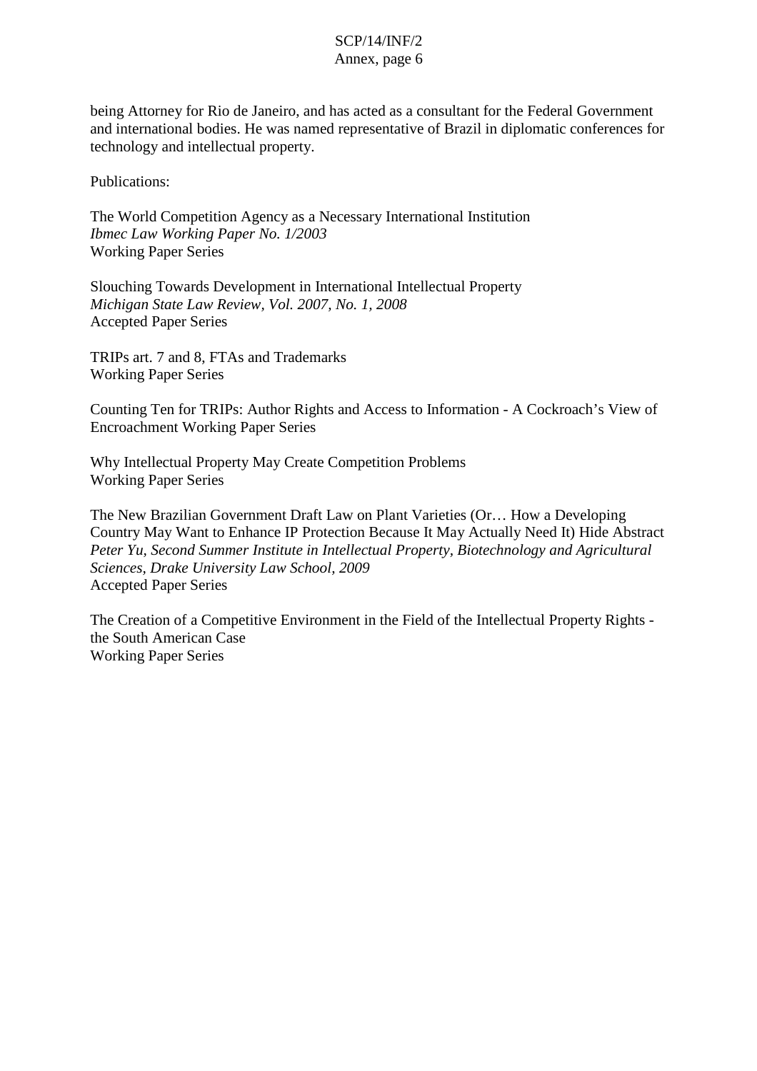being Attorney for Rio de Janeiro, and has acted as a consultant for the Federal Government and international bodies. He was named representative of Brazil in diplomatic conferences for technology and intellectual property.

Publications:

The World Competition Agency as a Necessary International Institution
*Ibmec Law Working Paper No. 1/2003*
Working Paper Series

Slouching Towards Development in International Intellectual Property
*Michigan State Law Review, Vol. 2007, No. 1, 2008*
Accepted Paper Series

TRIPs art. 7 and 8, FTAs and Trademarks
Working Paper Series

Counting Ten for TRIPs: Author Rights and Access to Information - A Cockroach's View of Encroachment Working Paper Series

Why Intellectual Property May Create Competition Problems
Working Paper Series

The New Brazilian Government Draft Law on Plant Varieties (Or… How a Developing Country May Want to Enhance IP Protection Because It May Actually Need It) Hide Abstract
*Peter Yu, Second Summer Institute in Intellectual Property, Biotechnology and Agricultural Sciences, Drake University Law School, 2009*
Accepted Paper Series

The Creation of a Competitive Environment in the Field of the Intellectual Property Rights - the South American Case
Working Paper Series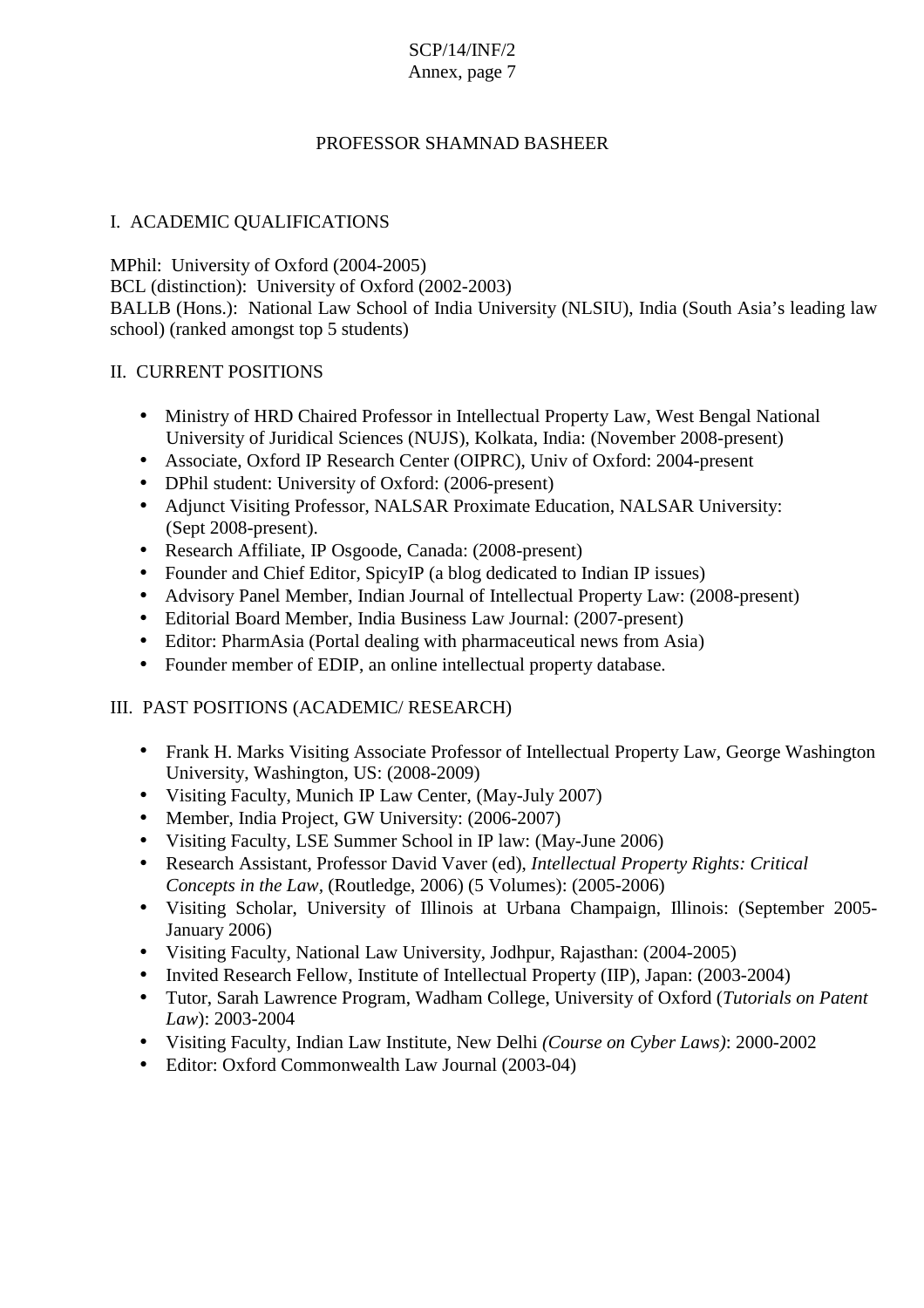# PROFESSOR SHAMNAD BASHEER

## I. ACADEMIC QUALIFICATIONS

MPhil: University of Oxford (2004-2005)
BCL (distinction): University of Oxford (2002-2003)
BALLB (Hons.): National Law School of India University (NLSIU), India (South Asia's leading law school) (ranked amongst top 5 students)

## II. CURRENT POSITIONS

- Ministry of HRD Chaired Professor in Intellectual Property Law, West Bengal National University of Juridical Sciences (NUJS), Kolkata, India: (November 2008-present)
- Associate, Oxford IP Research Center (OIPRC), Univ of Oxford: 2004-present
- DPhil student: University of Oxford: (2006-present)
- Adjunct Visiting Professor, NALSAR Proximate Education, NALSAR University: (Sept 2008-present).
- Research Affiliate, IP Osgoode, Canada: (2008-present)
- Founder and Chief Editor, SpicyIP (a blog dedicated to Indian IP issues)
- Advisory Panel Member, Indian Journal of Intellectual Property Law: (2008-present)
- Editorial Board Member, India Business Law Journal: (2007-present)
- Editor: PharmAsia (Portal dealing with pharmaceutical news from Asia)
- Founder member of EDIP, an online intellectual property database.

## III. PAST POSITIONS (ACADEMIC/ RESEARCH)

- Frank H. Marks Visiting Associate Professor of Intellectual Property Law, George Washington University, Washington, US: (2008-2009)
- Visiting Faculty, Munich IP Law Center, (May-July 2007)
- Member, India Project, GW University: (2006-2007)
- Visiting Faculty, LSE Summer School in IP law: (May-June 2006)
- Research Assistant, Professor David Vaver (ed), *Intellectual Property Rights: Critical Concepts in the Law*, (Routledge, 2006) (5 Volumes): (2005-2006)
- Visiting Scholar, University of Illinois at Urbana Champaign, Illinois: (September 2005-January 2006)
- Visiting Faculty, National Law University, Jodhpur, Rajasthan: (2004-2005)
- Invited Research Fellow, Institute of Intellectual Property (IIP), Japan: (2003-2004)
- Tutor, Sarah Lawrence Program, Wadham College, University of Oxford (*Tutorials on Patent Law*): 2003-2004
- Visiting Faculty, Indian Law Institute, New Delhi *(Course on Cyber Laws)*: 2000-2002
- Editor: Oxford Commonwealth Law Journal (2003-04)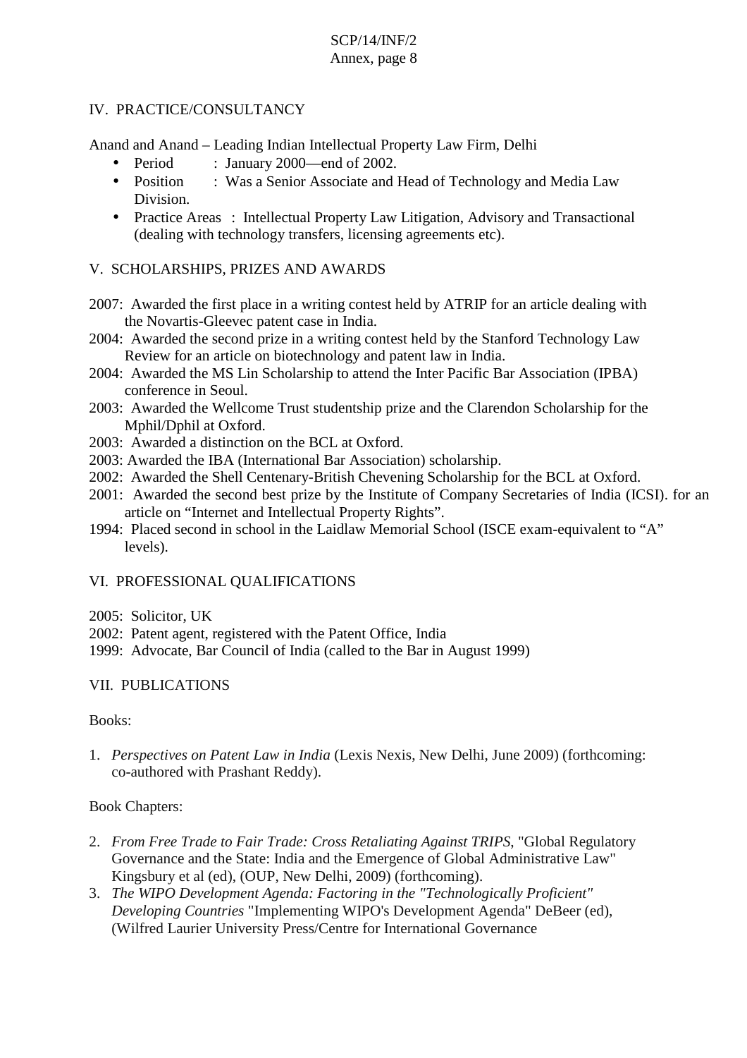## IV. PRACTICE/CONSULTANCY

Anand and Anand – Leading Indian Intellectual Property Law Firm, Delhi

- Period : January 2000—end of 2002.
- Position : Was a Senior Associate and Head of Technology and Media Law Division.
- Practice Areas : Intellectual Property Law Litigation, Advisory and Transactional (dealing with technology transfers, licensing agreements etc).

## V. SCHOLARSHIPS, PRIZES AND AWARDS

2007: Awarded the first place in a writing contest held by ATRIP for an article dealing with the Novartis-Gleevec patent case in India.
2004: Awarded the second prize in a writing contest held by the Stanford Technology Law Review for an article on biotechnology and patent law in India.
2004: Awarded the MS Lin Scholarship to attend the Inter Pacific Bar Association (IPBA) conference in Seoul.
2003: Awarded the Wellcome Trust studentship prize and the Clarendon Scholarship for the Mphil/Dphil at Oxford.
2003: Awarded a distinction on the BCL at Oxford.
2003: Awarded the IBA (International Bar Association) scholarship.
2002: Awarded the Shell Centenary-British Chevening Scholarship for the BCL at Oxford.
2001: Awarded the second best prize by the Institute of Company Secretaries of India (ICSI). for an article on "Internet and Intellectual Property Rights".
1994: Placed second in school in the Laidlaw Memorial School (ISCE exam-equivalent to "A" levels).

## VI. PROFESSIONAL QUALIFICATIONS

2005: Solicitor, UK
2002: Patent agent, registered with the Patent Office, India
1999: Advocate, Bar Council of India (called to the Bar in August 1999)

## VII. PUBLICATIONS

Books:

1. *Perspectives on Patent Law in India* (Lexis Nexis, New Delhi, June 2009) (forthcoming: co-authored with Prashant Reddy).

Book Chapters:

2. *From Free Trade to Fair Trade: Cross Retaliating Against TRIPS*, "Global Regulatory Governance and the State: India and the Emergence of Global Administrative Law" Kingsbury et al (ed), (OUP, New Delhi, 2009) (forthcoming).
3. *The WIPO Development Agenda: Factoring in the "Technologically Proficient" Developing Countries* "Implementing WIPO's Development Agenda" DeBeer (ed), (Wilfred Laurier University Press/Centre for International Governance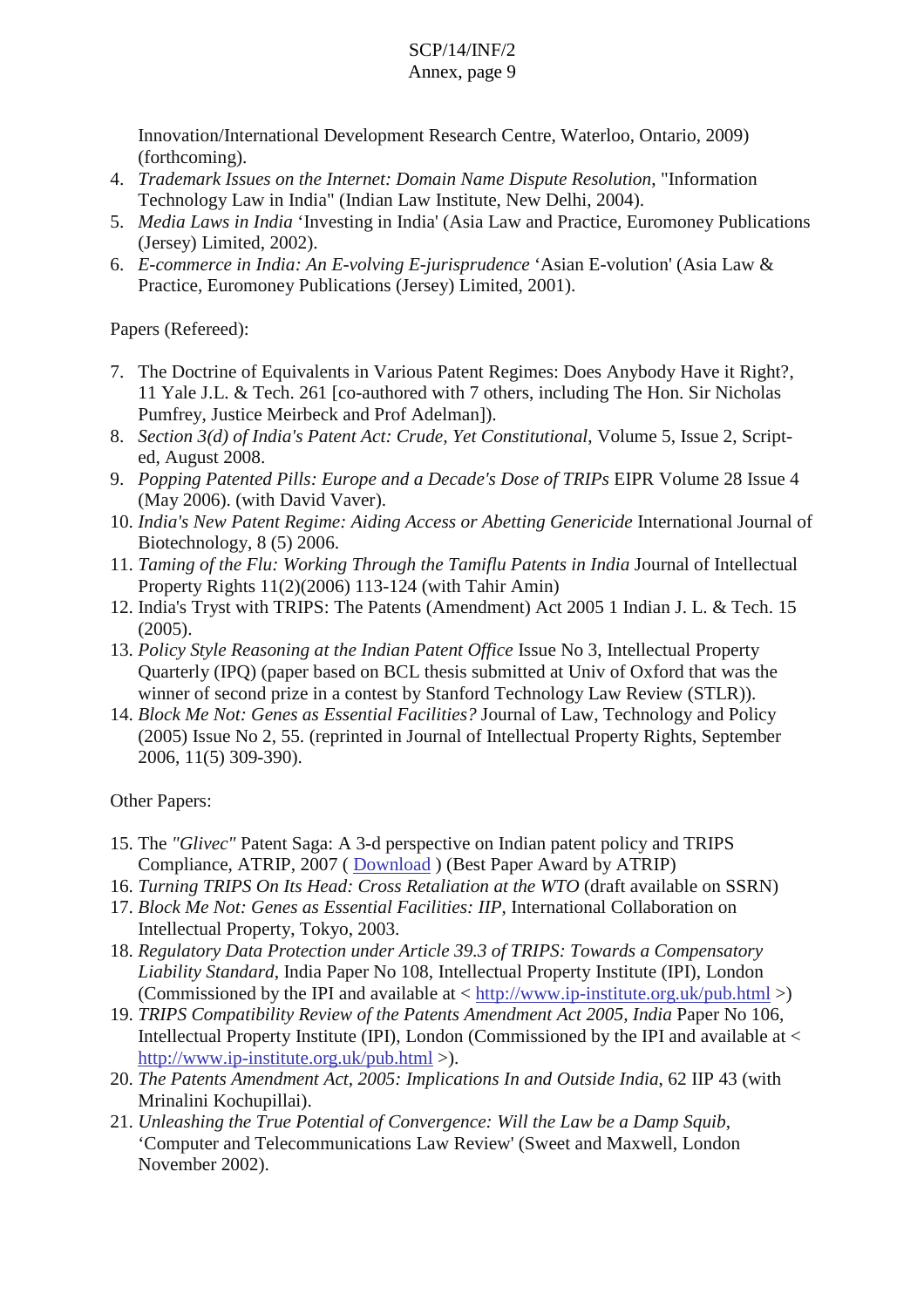Innovation/International Development Research Centre, Waterloo, Ontario, 2009) (forthcoming).

4. *Trademark Issues on the Internet: Domain Name Dispute Resolution*, "Information Technology Law in India" (Indian Law Institute, New Delhi, 2004).
5. *Media Laws in India* ‘Investing in India' (Asia Law and Practice, Euromoney Publications (Jersey) Limited, 2002).
6. *E-commerce in India: An E-volving E-jurisprudence* ‘Asian E-volution' (Asia Law & Practice, Euromoney Publications (Jersey) Limited, 2001).

Papers (Refereed):

7. The Doctrine of Equivalents in Various Patent Regimes: Does Anybody Have it Right?, 11 Yale J.L. & Tech. 261 [co-authored with 7 others, including The Hon. Sir Nicholas Pumfrey, Justice Meirbeck and Prof Adelman]).
8. *Section 3(d) of India's Patent Act: Crude, Yet Constitutional*, Volume 5, Issue 2, Script-ed, August 2008.
9. *Popping Patented Pills: Europe and a Decade's Dose of TRIPs* EIPR Volume 28 Issue 4 (May 2006). (with David Vaver).
10. *India's New Patent Regime: Aiding Access or Abetting Genericide* International Journal of Biotechnology, 8 (5) 2006.
11. *Taming of the Flu: Working Through the Tamiflu Patents in India* Journal of Intellectual Property Rights 11(2)(2006) 113-124 (with Tahir Amin)
12. India's Tryst with TRIPS: The Patents (Amendment) Act 2005 1 Indian J. L. & Tech. 15 (2005).
13. *Policy Style Reasoning at the Indian Patent Office* Issue No 3, Intellectual Property Quarterly (IPQ) (paper based on BCL thesis submitted at Univ of Oxford that was the winner of second prize in a contest by Stanford Technology Law Review (STLR)).
14. *Block Me Not: Genes as Essential Facilities?* Journal of Law, Technology and Policy (2005) Issue No 2, 55. (reprinted in Journal of Intellectual Property Rights, September 2006, 11(5) 309-390).

Other Papers:

15. The *"Glivec"* Patent Saga: A 3-d perspective on Indian patent policy and TRIPS Compliance, ATRIP, 2007 ( Download ) (Best Paper Award by ATRIP)
16. *Turning TRIPS On Its Head: Cross Retaliation at the WTO* (draft available on SSRN)
17. *Block Me Not: Genes as Essential Facilities: IIP*, International Collaboration on Intellectual Property, Tokyo, 2003.
18. *Regulatory Data Protection under Article 39.3 of TRIPS: Towards a Compensatory Liability Standard*, India Paper No 108, Intellectual Property Institute (IPI), London (Commissioned by the IPI and available at < http://www.ip-institute.org.uk/pub.html >)
19. *TRIPS Compatibility Review of the Patents Amendment Act 2005, India* Paper No 106, Intellectual Property Institute (IPI), London (Commissioned by the IPI and available at < http://www.ip-institute.org.uk/pub.html >).
20. *The Patents Amendment Act, 2005: Implications In and Outside India*, 62 IIP 43 (with Mrinalini Kochupillai).
21. *Unleashing the True Potential of Convergence: Will the Law be a Damp Squib*, ‘Computer and Telecommunications Law Review' (Sweet and Maxwell, London November 2002).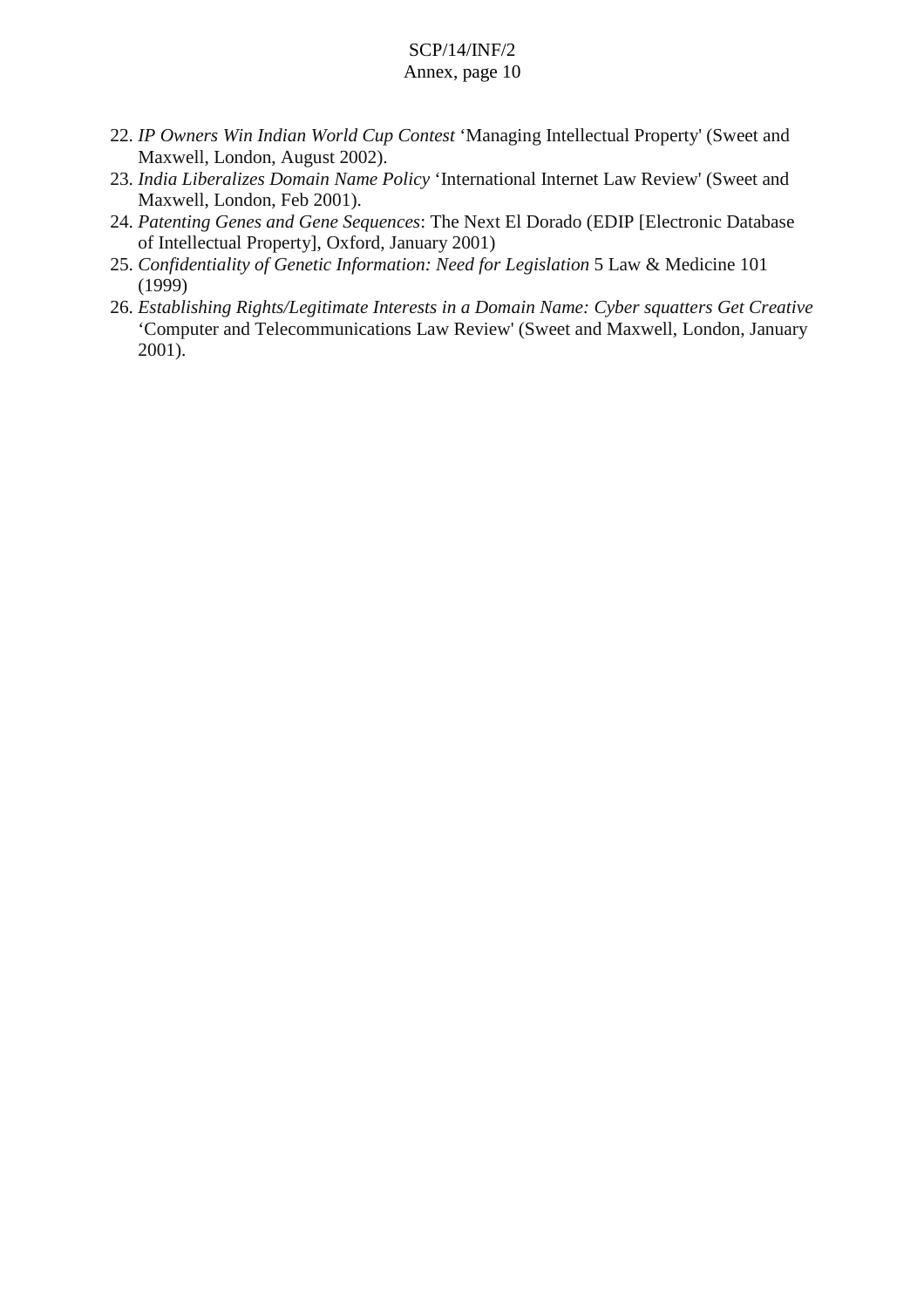22. *IP Owners Win Indian World Cup Contest* 'Managing Intellectual Property' (Sweet and Maxwell, London, August 2002).
23. *India Liberalizes Domain Name Policy* 'International Internet Law Review' (Sweet and Maxwell, London, Feb 2001).
24. *Patenting Genes and Gene Sequences*: The Next El Dorado (EDIP [Electronic Database of Intellectual Property], Oxford, January 2001)
25. *Confidentiality of Genetic Information: Need for Legislation* 5 Law & Medicine 101 (1999)
26. *Establishing Rights/Legitimate Interests in a Domain Name: Cyber squatters Get Creative* 'Computer and Telecommunications Law Review' (Sweet and Maxwell, London, January 2001).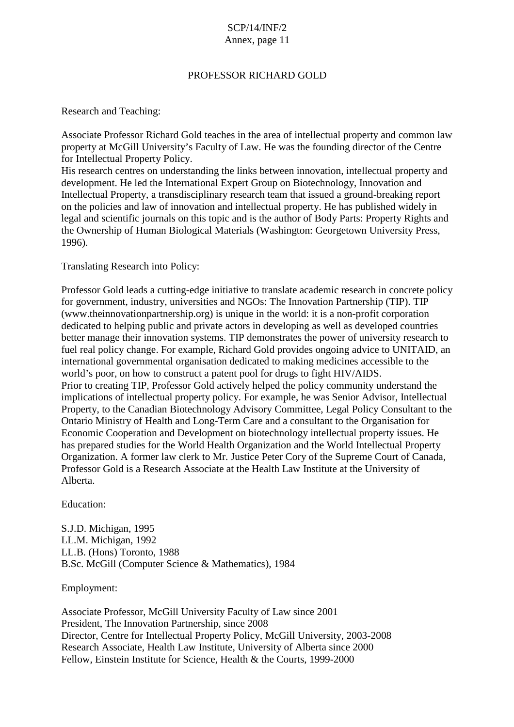## PROFESSOR RICHARD GOLD

Research and Teaching:

Associate Professor Richard Gold teaches in the area of intellectual property and common law property at McGill University's Faculty of Law. He was the founding director of the Centre for Intellectual Property Policy.
His research centres on understanding the links between innovation, intellectual property and development. He led the International Expert Group on Biotechnology, Innovation and Intellectual Property, a transdisciplinary research team that issued a ground-breaking report on the policies and law of innovation and intellectual property. He has published widely in legal and scientific journals on this topic and is the author of Body Parts: Property Rights and the Ownership of Human Biological Materials (Washington: Georgetown University Press, 1996).

Translating Research into Policy:

Professor Gold leads a cutting-edge initiative to translate academic research in concrete policy for government, industry, universities and NGOs: The Innovation Partnership (TIP). TIP (www.theinnovationpartnership.org) is unique in the world: it is a non-profit corporation dedicated to helping public and private actors in developing as well as developed countries better manage their innovation systems. TIP demonstrates the power of university research to fuel real policy change. For example, Richard Gold provides ongoing advice to UNITAID, an international governmental organisation dedicated to making medicines accessible to the world's poor, on how to construct a patent pool for drugs to fight HIV/AIDS.
Prior to creating TIP, Professor Gold actively helped the policy community understand the implications of intellectual property policy. For example, he was Senior Advisor, Intellectual Property, to the Canadian Biotechnology Advisory Committee, Legal Policy Consultant to the Ontario Ministry of Health and Long-Term Care and a consultant to the Organisation for Economic Cooperation and Development on biotechnology intellectual property issues. He has prepared studies for the World Health Organization and the World Intellectual Property Organization. A former law clerk to Mr. Justice Peter Cory of the Supreme Court of Canada, Professor Gold is a Research Associate at the Health Law Institute at the University of Alberta.

Education:

S.J.D. Michigan, 1995
LL.M. Michigan, 1992
LL.B. (Hons) Toronto, 1988
B.Sc. McGill (Computer Science & Mathematics), 1984

Employment:

Associate Professor, McGill University Faculty of Law since 2001
President, The Innovation Partnership, since 2008
Director, Centre for Intellectual Property Policy, McGill University, 2003-2008
Research Associate, Health Law Institute, University of Alberta since 2000
Fellow, Einstein Institute for Science, Health & the Courts, 1999-2000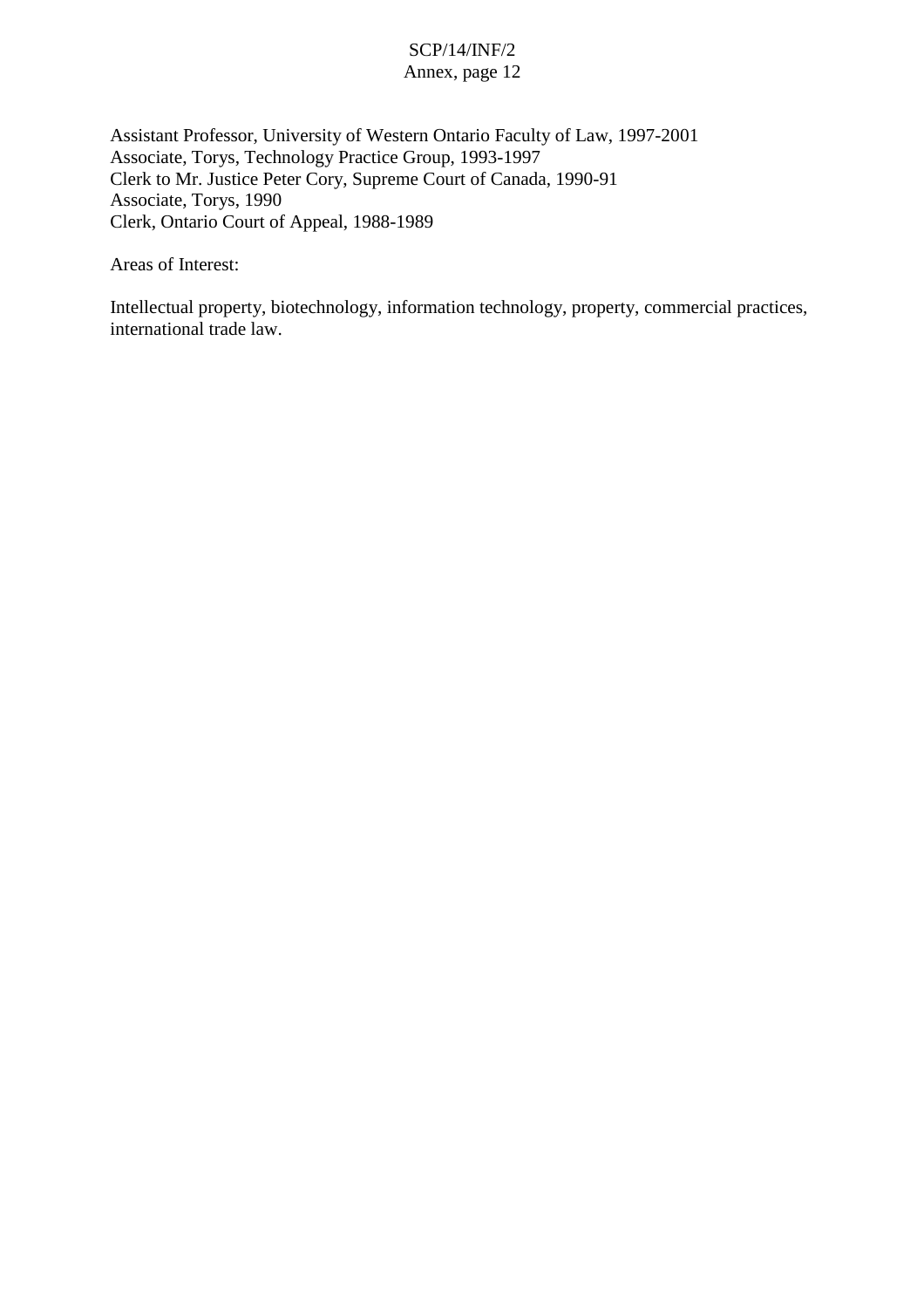Assistant Professor, University of Western Ontario Faculty of Law, 1997-2001
Associate, Torys, Technology Practice Group, 1993-1997
Clerk to Mr. Justice Peter Cory, Supreme Court of Canada, 1990-91
Associate, Torys, 1990
Clerk, Ontario Court of Appeal, 1988-1989

Areas of Interest:

Intellectual property, biotechnology, information technology, property, commercial practices, international trade law.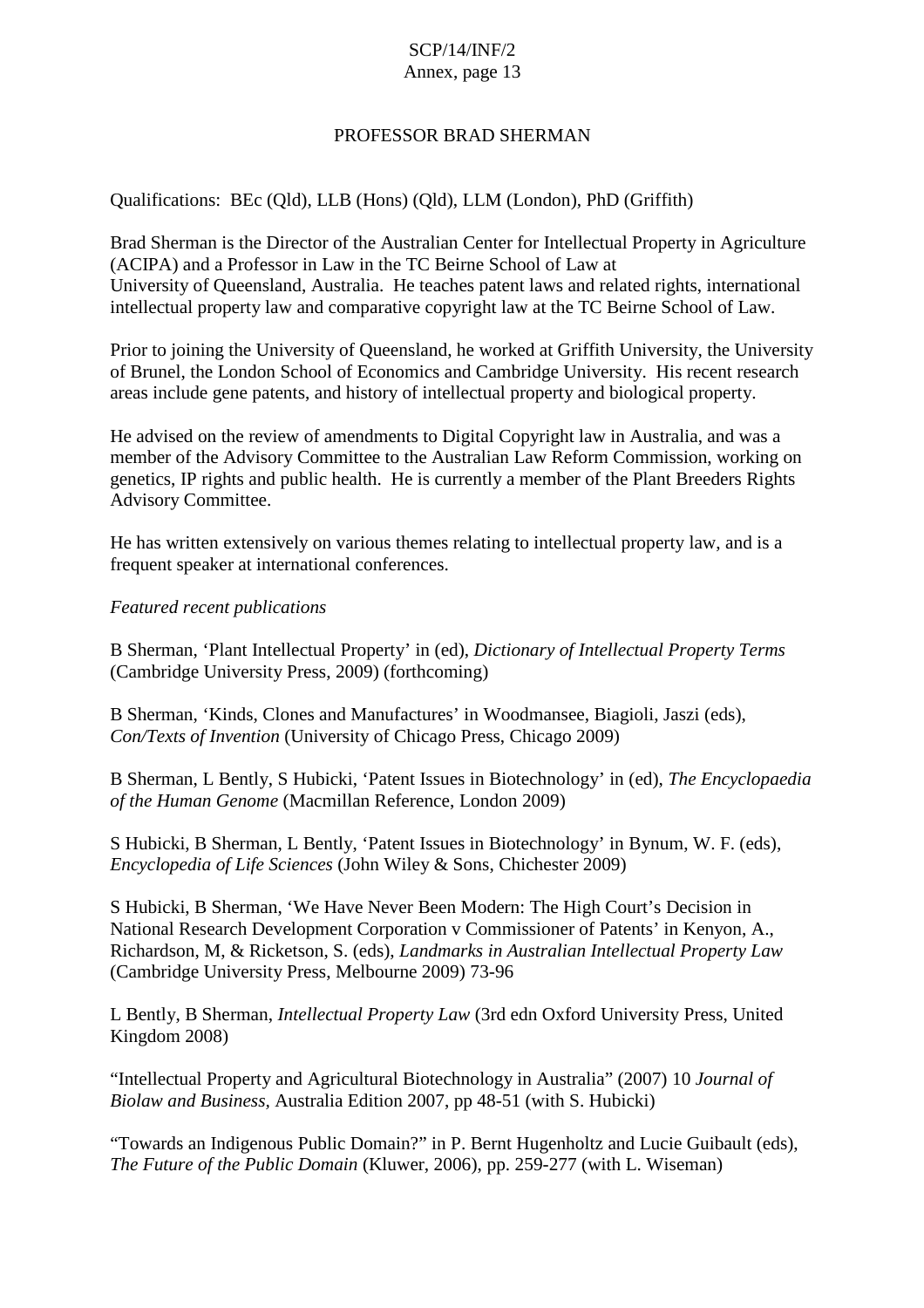## PROFESSOR BRAD SHERMAN

Qualifications: BEc (Qld), LLB (Hons) (Qld), LLM (London), PhD (Griffith)

Brad Sherman is the Director of the Australian Center for Intellectual Property in Agriculture (ACIPA) and a Professor in Law in the TC Beirne School of Law at University of Queensland, Australia. He teaches patent laws and related rights, international intellectual property law and comparative copyright law at the TC Beirne School of Law.

Prior to joining the University of Queensland, he worked at Griffith University, the University of Brunel, the London School of Economics and Cambridge University. His recent research areas include gene patents, and history of intellectual property and biological property.

He advised on the review of amendments to Digital Copyright law in Australia, and was a member of the Advisory Committee to the Australian Law Reform Commission, working on genetics, IP rights and public health. He is currently a member of the Plant Breeders Rights Advisory Committee.

He has written extensively on various themes relating to intellectual property law, and is a frequent speaker at international conferences.

*Featured recent publications*

B Sherman, 'Plant Intellectual Property' in (ed), *Dictionary of Intellectual Property Terms* (Cambridge University Press, 2009) (forthcoming)

B Sherman, 'Kinds, Clones and Manufactures' in Woodmansee, Biagioli, Jaszi (eds), *Con/Texts of Invention* (University of Chicago Press, Chicago 2009)

B Sherman, L Bently, S Hubicki, 'Patent Issues in Biotechnology' in (ed), *The Encyclopaedia of the Human Genome* (Macmillan Reference, London 2009)

S Hubicki, B Sherman, L Bently, 'Patent Issues in Biotechnology' in Bynum, W. F. (eds), *Encyclopedia of Life Sciences* (John Wiley & Sons, Chichester 2009)

S Hubicki, B Sherman, 'We Have Never Been Modern: The High Court's Decision in National Research Development Corporation v Commissioner of Patents' in Kenyon, A., Richardson, M, & Ricketson, S. (eds), *Landmarks in Australian Intellectual Property Law* (Cambridge University Press, Melbourne 2009) 73-96

L Bently, B Sherman, *Intellectual Property Law* (3rd edn Oxford University Press, United Kingdom 2008)

"Intellectual Property and Agricultural Biotechnology in Australia" (2007) 10 *Journal of Biolaw and Business*, Australia Edition 2007, pp 48-51 (with S. Hubicki)

"Towards an Indigenous Public Domain?" in P. Bernt Hugenholtz and Lucie Guibault (eds), *The Future of the Public Domain* (Kluwer, 2006), pp. 259-277 (with L. Wiseman)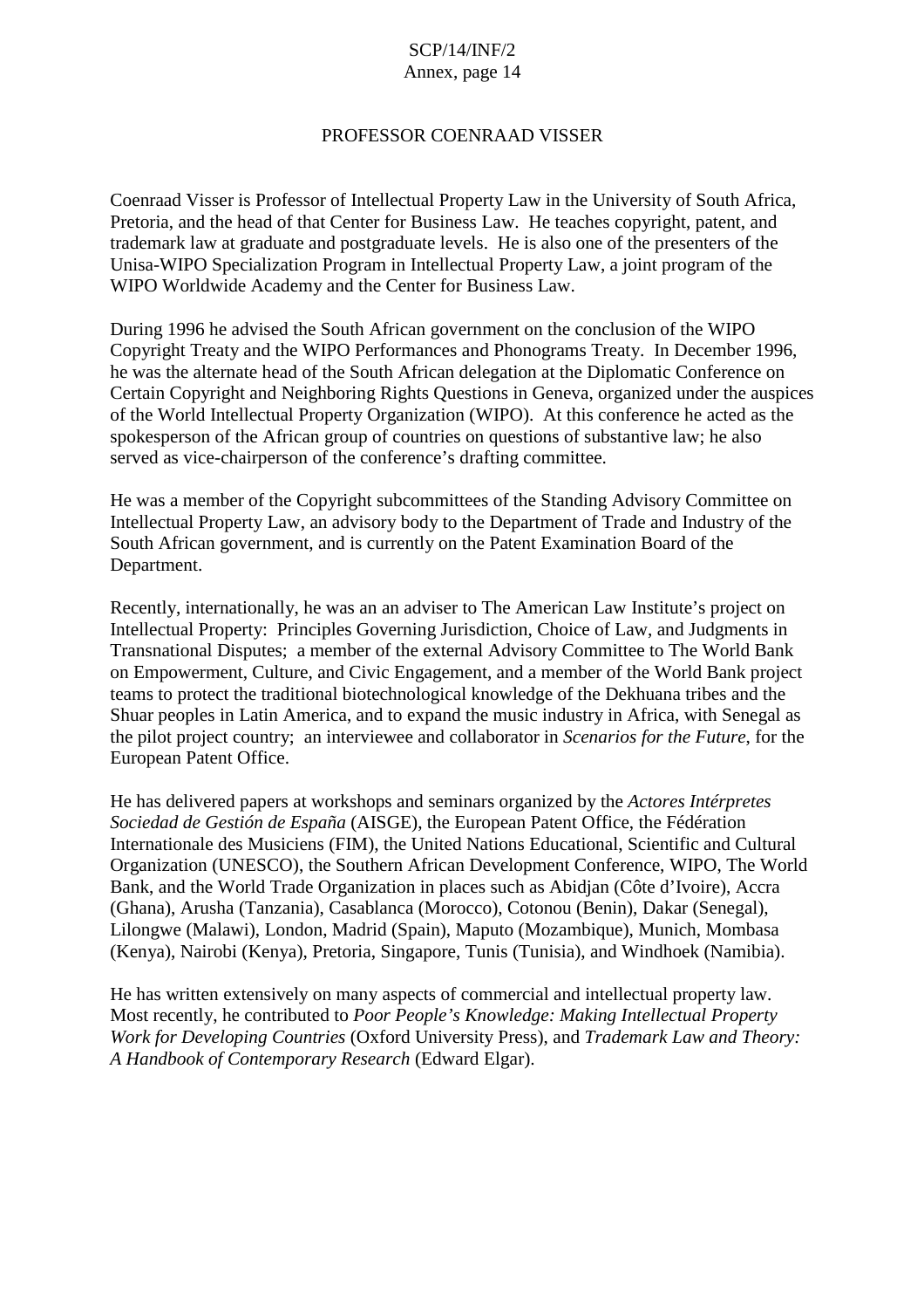## PROFESSOR COENRAAD VISSER

Coenraad Visser is Professor of Intellectual Property Law in the University of South Africa, Pretoria, and the head of that Center for Business Law. He teaches copyright, patent, and trademark law at graduate and postgraduate levels. He is also one of the presenters of the Unisa-WIPO Specialization Program in Intellectual Property Law, a joint program of the WIPO Worldwide Academy and the Center for Business Law.

During 1996 he advised the South African government on the conclusion of the WIPO Copyright Treaty and the WIPO Performances and Phonograms Treaty. In December 1996, he was the alternate head of the South African delegation at the Diplomatic Conference on Certain Copyright and Neighboring Rights Questions in Geneva, organized under the auspices of the World Intellectual Property Organization (WIPO). At this conference he acted as the spokesperson of the African group of countries on questions of substantive law; he also served as vice-chairperson of the conference's drafting committee.

He was a member of the Copyright subcommittees of the Standing Advisory Committee on Intellectual Property Law, an advisory body to the Department of Trade and Industry of the South African government, and is currently on the Patent Examination Board of the Department.

Recently, internationally, he was an an adviser to The American Law Institute's project on Intellectual Property: Principles Governing Jurisdiction, Choice of Law, and Judgments in Transnational Disputes; a member of the external Advisory Committee to The World Bank on Empowerment, Culture, and Civic Engagement, and a member of the World Bank project teams to protect the traditional biotechnological knowledge of the Dekhuana tribes and the Shuar peoples in Latin America, and to expand the music industry in Africa, with Senegal as the pilot project country; an interviewee and collaborator in *Scenarios for the Future*, for the European Patent Office.

He has delivered papers at workshops and seminars organized by the *Actores Intérpretes Sociedad de Gestión de España* (AISGE), the European Patent Office, the Fédération Internationale des Musiciens (FIM), the United Nations Educational, Scientific and Cultural Organization (UNESCO), the Southern African Development Conference, WIPO, The World Bank, and the World Trade Organization in places such as Abidjan (Côte d'Ivoire), Accra (Ghana), Arusha (Tanzania), Casablanca (Morocco), Cotonou (Benin), Dakar (Senegal), Lilongwe (Malawi), London, Madrid (Spain), Maputo (Mozambique), Munich, Mombasa (Kenya), Nairobi (Kenya), Pretoria, Singapore, Tunis (Tunisia), and Windhoek (Namibia).

He has written extensively on many aspects of commercial and intellectual property law. Most recently, he contributed to *Poor People's Knowledge: Making Intellectual Property Work for Developing Countries* (Oxford University Press), and *Trademark Law and Theory: A Handbook of Contemporary Research* (Edward Elgar).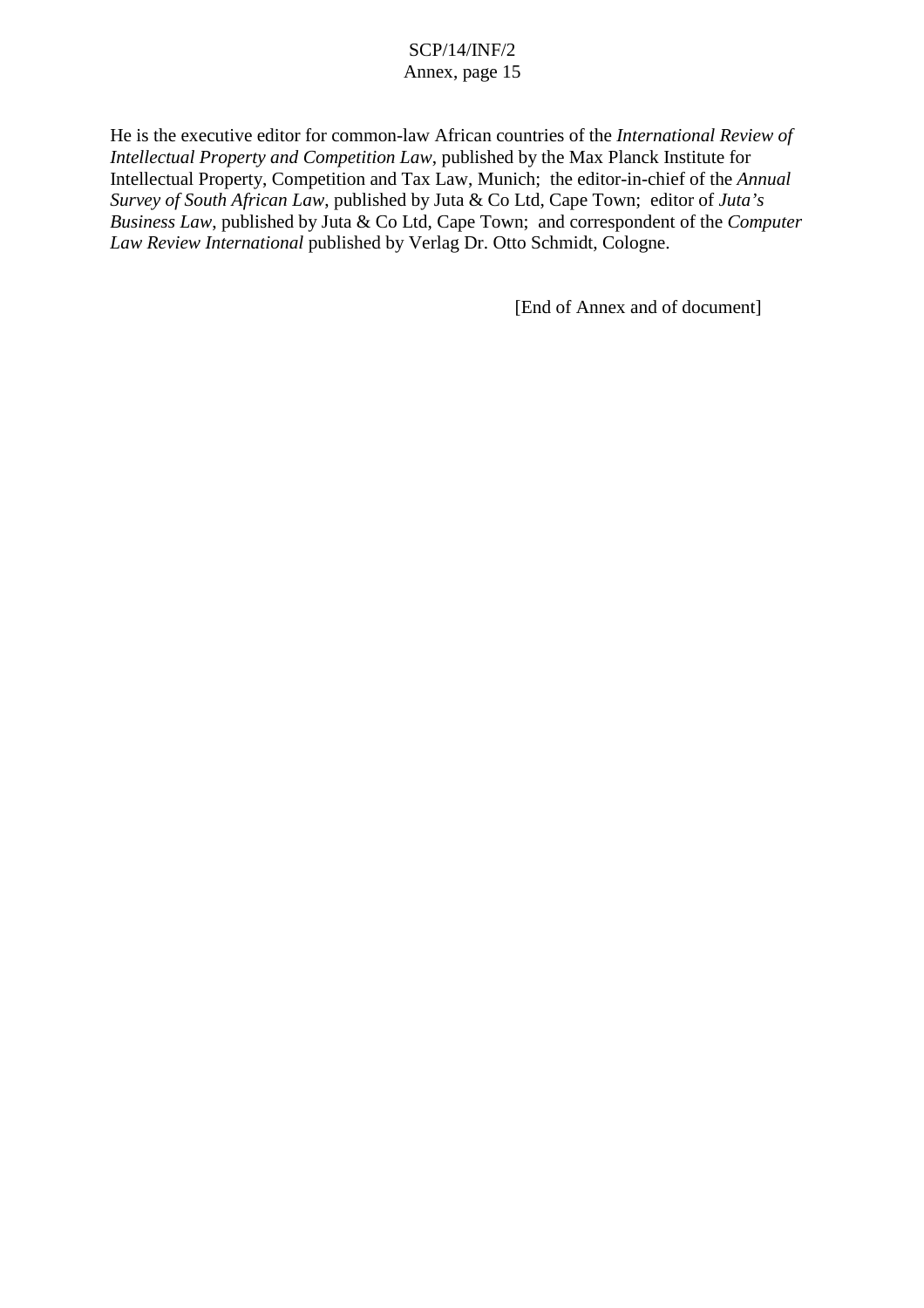He is the executive editor for common-law African countries of the *International Review of Intellectual Property and Competition Law*, published by the Max Planck Institute for Intellectual Property, Competition and Tax Law, Munich;  the editor-in-chief of the *Annual Survey of South African Law*, published by Juta & Co Ltd, Cape Town;  editor of *Juta's Business Law*, published by Juta & Co Ltd, Cape Town;  and correspondent of the *Computer Law Review International* published by Verlag Dr. Otto Schmidt, Cologne.

[End of Annex and of document]